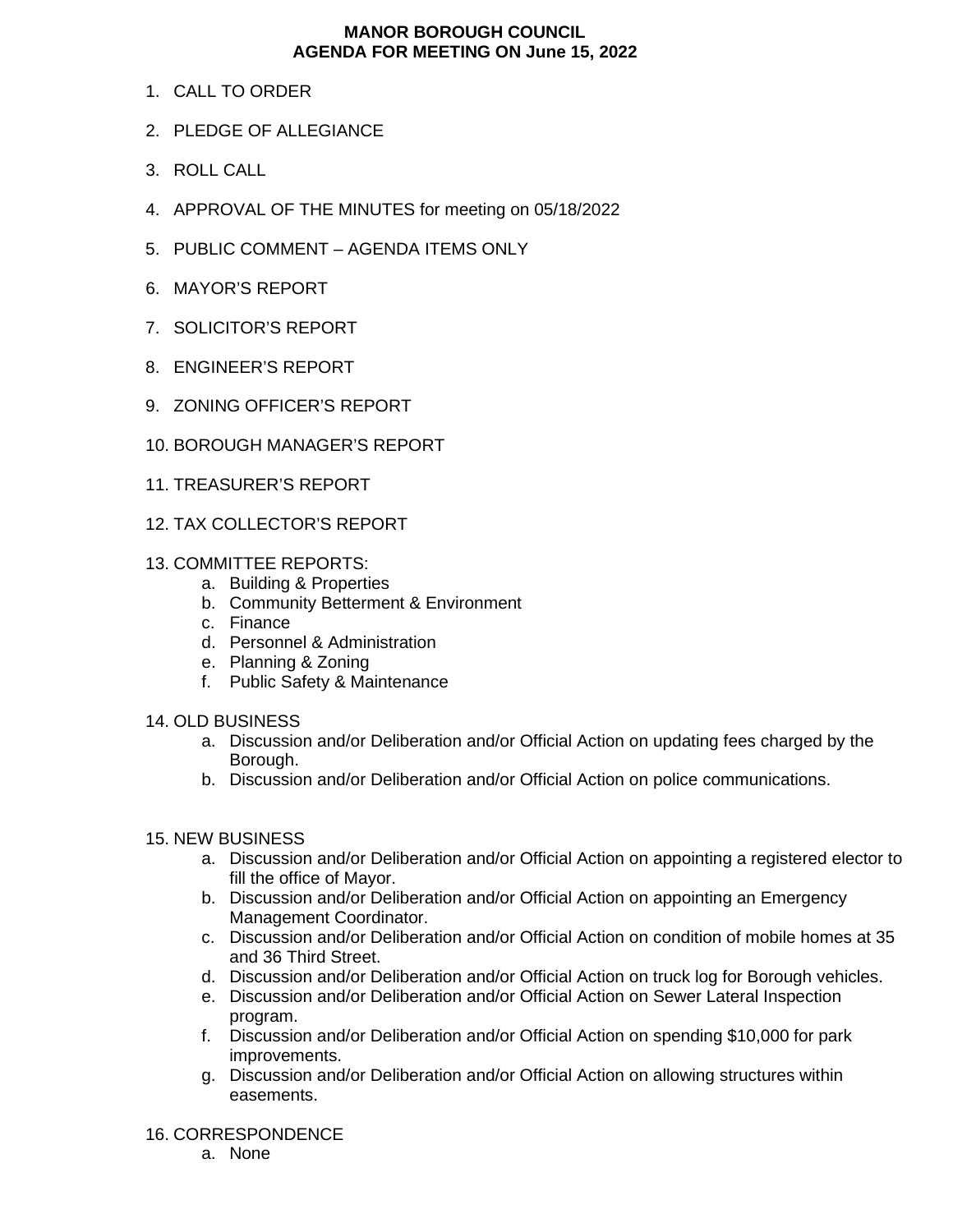# MANOR BOROUGH COUNCIL
## AGENDA FOR MEETING ON June 15, 2022

1. CALL TO ORDER
2. PLEDGE OF ALLEGIANCE
3. ROLL CALL
4. APPROVAL OF THE MINUTES for meeting on 05/18/2022
5. PUBLIC COMMENT – AGENDA ITEMS ONLY
6. MAYOR'S REPORT
7. SOLICITOR'S REPORT
8. ENGINEER'S REPORT
9. ZONING OFFICER'S REPORT
10. BOROUGH MANAGER'S REPORT
11. TREASURER'S REPORT
12. TAX COLLECTOR'S REPORT
13. COMMITTEE REPORTS:
    a. Building & Properties
    b. Community Betterment & Environment
    c. Finance
    d. Personnel & Administration
    e. Planning & Zoning
    f. Public Safety & Maintenance
14. OLD BUSINESS
    a. Discussion and/or Deliberation and/or Official Action on updating fees charged by the Borough.
    b. Discussion and/or Deliberation and/or Official Action on police communications.
15. NEW BUSINESS
    a. Discussion and/or Deliberation and/or Official Action on appointing a registered elector to fill the office of Mayor.
    b. Discussion and/or Deliberation and/or Official Action on appointing an Emergency Management Coordinator.
    c. Discussion and/or Deliberation and/or Official Action on condition of mobile homes at 35 and 36 Third Street.
    d. Discussion and/or Deliberation and/or Official Action on truck log for Borough vehicles.
    e. Discussion and/or Deliberation and/or Official Action on Sewer Lateral Inspection program.
    f. Discussion and/or Deliberation and/or Official Action on spending $10,000 for park improvements.
    g. Discussion and/or Deliberation and/or Official Action on allowing structures within easements.
16. CORRESPONDENCE
    a. None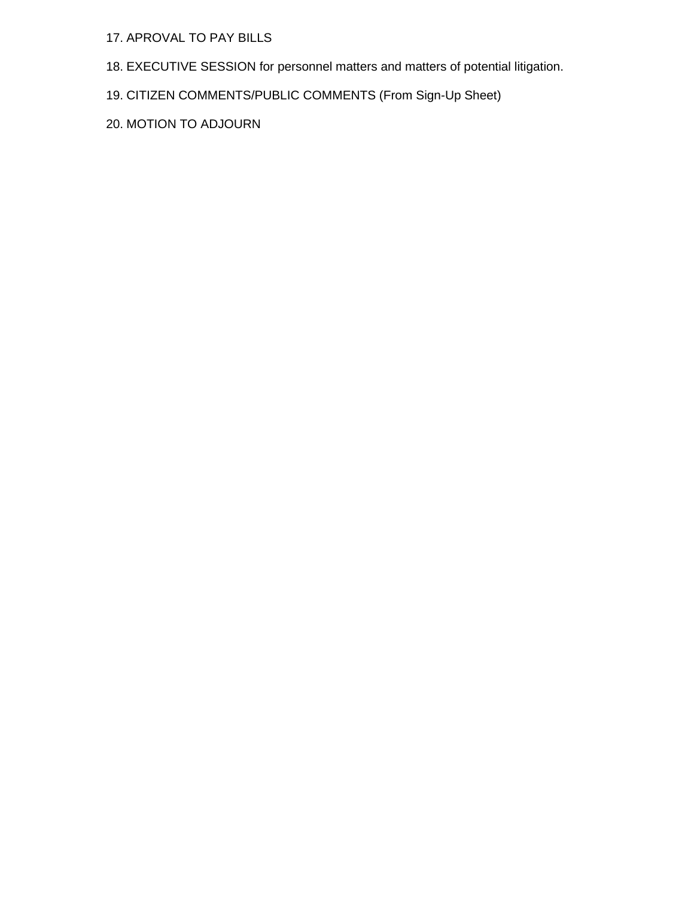17. APROVAL TO PAY BILLS

18. EXECUTIVE SESSION for personnel matters and matters of potential litigation.

19. CITIZEN COMMENTS/PUBLIC COMMENTS (From Sign-Up Sheet)

20. MOTION TO ADJOURN